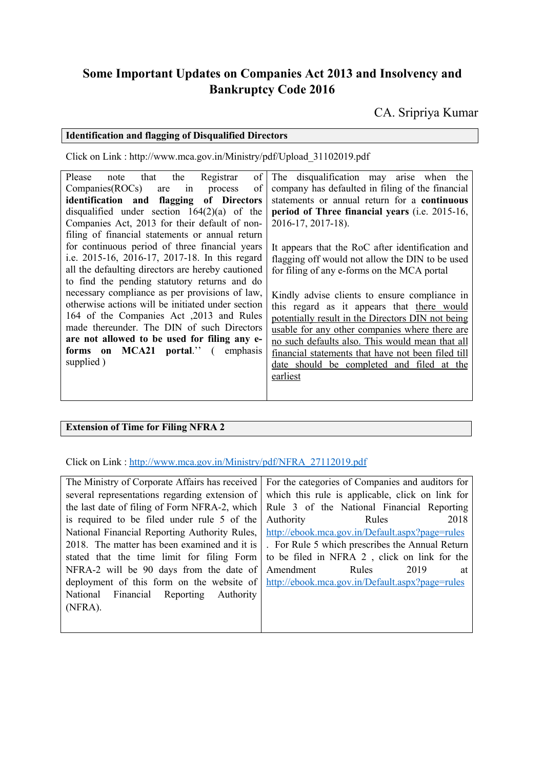# Some Important Updates on Companies Act 2013 and Insolvency and Bankruptcy Code 2016

CA. Sripriya Kumar

## Identification and flagging of Disqualified Directors

Click on Link : http://www.mca.gov.in/Ministry/pdf/Upload_31102019.pdf

| | |
|---|---|
| Please note that the Registrar of Companies(ROCs) are in process of **identification and flagging of Directors** disqualified under section 164(2)(a) of the Companies Act, 2013 for their default of non-filing of financial statements or annual return for continuous period of three financial years i.e. 2015-16, 2016-17, 2017-18. In this regard all the defaulting directors are hereby cautioned to find the pending statutory returns and do necessary compliance as per provisions of law, otherwise actions will be initiated under section 164 of the Companies Act ,2013 and Rules made thereunder. The DIN of such Directors **are not allowed to be used for filing any e-forms on MCA21 portal**.'' ( emphasis supplied ) | The disqualification may arise when the company has defaulted in filing of the financial statements or annual return for a **continuous period of Three financial years** (i.e. 2015-16, 2016-17, 2017-18).<br><br>It appears that the RoC after identification and flagging off would not allow the DIN to be used for filing of any e-forms on the MCA portal<br><br>Kindly advise clients to ensure compliance in this regard as it appears that <u>there would potentially result in the Directors DIN not being usable for any other companies where there are no such defaults also. This would mean that all financial statements that have not been filed till date should be completed and filed at the earliest</u> |

## Extension of Time for Filing NFRA 2

Click on Link : http://www.mca.gov.in/Ministry/pdf/NFRA_27112019.pdf

| | |
|---|---|
| The Ministry of Corporate Affairs has received several representations regarding extension of the last date of filing of Form NFRA-2, which is required to be filed under rule 5 of the National Financial Reporting Authority Rules, 2018. The matter has been examined and it is stated that the time limit for filing Form NFRA-2 will be 90 days from the date of deployment of this form on the website of National Financial Reporting Authority (NFRA). | For the categories of Companies and auditors for which this rule is applicable, click on link for Rule 3 of the National Financial Reporting Authority Rules 2018 http://ebook.mca.gov.in/Default.aspx?page=rules . For Rule 5 which prescribes the Annual Return to be filed in NFRA 2 , click on link for the Amendment Rules 2019 at http://ebook.mca.gov.in/Default.aspx?page=rules |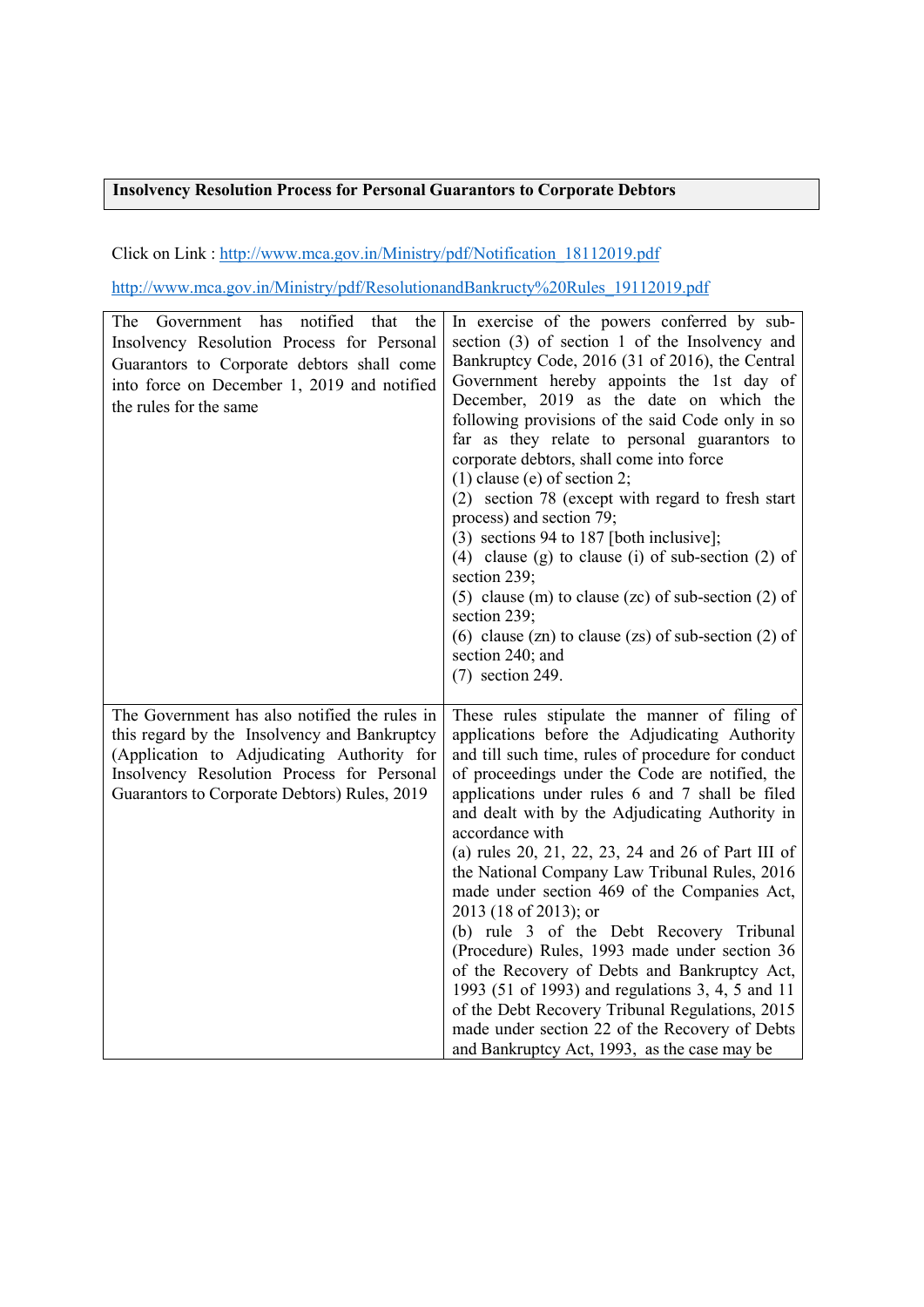**Insolvency Resolution Process for Personal Guarantors to Corporate Debtors**

Click on Link : http://www.mca.gov.in/Ministry/pdf/Notification_18112019.pdf

http://www.mca.gov.in/Ministry/pdf/ResolutionandBankructy%20Rules_19112019.pdf

| | |
|---|---|
| The Government has notified that the Insolvency Resolution Process for Personal Guarantors to Corporate debtors shall come into force on December 1, 2019 and notified the rules for the same | In exercise of the powers conferred by sub-section (3) of section 1 of the Insolvency and Bankruptcy Code, 2016 (31 of 2016), the Central Government hereby appoints the 1st day of December, 2019 as the date on which the following provisions of the said Code only in so far as they relate to personal guarantors to corporate debtors, shall come into force<br>(1) clause (e) of section 2;<br>(2) section 78 (except with regard to fresh start process) and section 79;<br>(3) sections 94 to 187 [both inclusive];<br>(4) clause (g) to clause (i) of sub-section (2) of section 239;<br>(5) clause (m) to clause (zc) of sub-section (2) of section 239;<br>(6) clause (zn) to clause (zs) of sub-section (2) of section 240; and<br>(7) section 249. |
| The Government has also notified the rules in this regard by the Insolvency and Bankruptcy (Application to Adjudicating Authority for Insolvency Resolution Process for Personal Guarantors to Corporate Debtors) Rules, 2019 | These rules stipulate the manner of filing of applications before the Adjudicating Authority and till such time, rules of procedure for conduct of proceedings under the Code are notified, the applications under rules 6 and 7 shall be filed and dealt with by the Adjudicating Authority in accordance with<br>(a) rules 20, 21, 22, 23, 24 and 26 of Part III of the National Company Law Tribunal Rules, 2016 made under section 469 of the Companies Act, 2013 (18 of 2013); or<br>(b) rule 3 of the Debt Recovery Tribunal (Procedure) Rules, 1993 made under section 36 of the Recovery of Debts and Bankruptcy Act, 1993 (51 of 1993) and regulations 3, 4, 5 and 11 of the Debt Recovery Tribunal Regulations, 2015 made under section 22 of the Recovery of Debts and Bankruptcy Act, 1993, as the case may be |